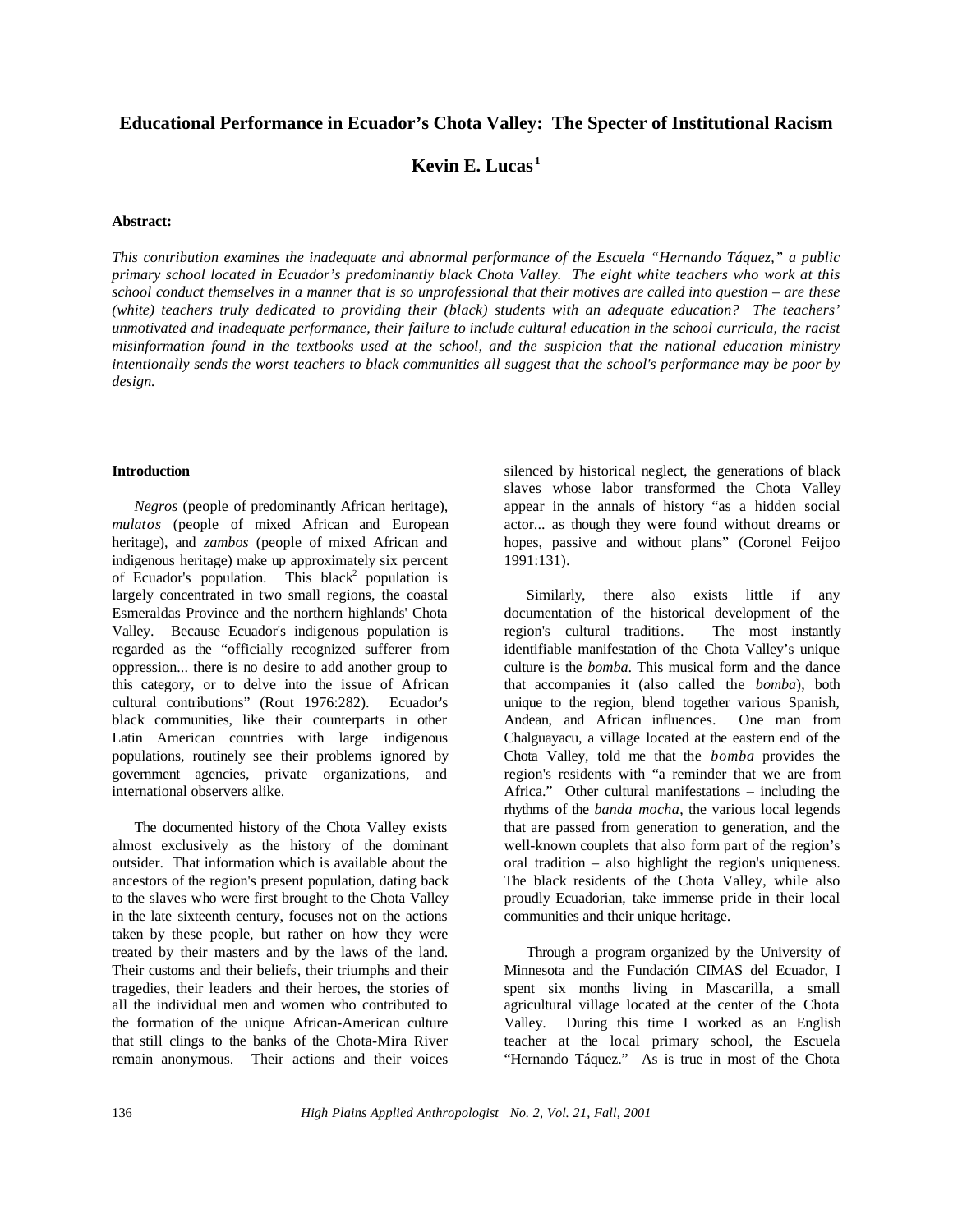# Educational Performance in Ecuador's Chota Valley: The Specter of Institutional Racism

## Kevin E. Lucas[1]

**Abstract:**

*This contribution examines the inadequate and abnormal performance of the Escuela "Hernando Táquez," a public primary school located in Ecuador's predominantly black Chota Valley. The eight white teachers who work at this school conduct themselves in a manner that is so unprofessional that their motives are called into question – are these (white) teachers truly dedicated to providing their (black) students with an adequate education? The teachers' unmotivated and inadequate performance, their failure to include cultural education in the school curricula, the racist misinformation found in the textbooks used at the school, and the suspicion that the national education ministry intentionally sends the worst teachers to black communities all suggest that the school's performance may be poor by design.*

### Introduction

*Negros* (people of predominantly African heritage), *mulatos* (people of mixed African and European heritage), and *zambos* (people of mixed African and indigenous heritage) make up approximately six percent of Ecuador's population. This black[2] population is largely concentrated in two small regions, the coastal Esmeraldas Province and the northern highlands' Chota Valley. Because Ecuador's indigenous population is regarded as the "officially recognized sufferer from oppression... there is no desire to add another group to this category, or to delve into the issue of African cultural contributions" (Rout 1976:282). Ecuador's black communities, like their counterparts in other Latin American countries with large indigenous populations, routinely see their problems ignored by government agencies, private organizations, and international observers alike.

The documented history of the Chota Valley exists almost exclusively as the history of the dominant outsider. That information which is available about the ancestors of the region's present population, dating back to the slaves who were first brought to the Chota Valley in the late sixteenth century, focuses not on the actions taken by these people, but rather on how they were treated by their masters and by the laws of the land. Their customs and their beliefs, their triumphs and their tragedies, their leaders and their heroes, the stories of all the individual men and women who contributed to the formation of the unique African-American culture that still clings to the banks of the Chota-Mira River remain anonymous. Their actions and their voices silenced by historical neglect, the generations of black slaves whose labor transformed the Chota Valley appear in the annals of history "as a hidden social actor... as though they were found without dreams or hopes, passive and without plans" (Coronel Feijoo 1991:131).

Similarly, there also exists little if any documentation of the historical development of the region's cultural traditions. The most instantly identifiable manifestation of the Chota Valley's unique culture is the *bomba*. This musical form and the dance that accompanies it (also called the *bomba*), both unique to the region, blend together various Spanish, Andean, and African influences. One man from Chalguayacu, a village located at the eastern end of the Chota Valley, told me that the *bomba* provides the region's residents with "a reminder that we are from Africa." Other cultural manifestations – including the rhythms of the *banda mocha*, the various local legends that are passed from generation to generation, and the well-known couplets that also form part of the region's oral tradition – also highlight the region's uniqueness. The black residents of the Chota Valley, while also proudly Ecuadorian, take immense pride in their local communities and their unique heritage.

Through a program organized by the University of Minnesota and the Fundación CIMAS del Ecuador, I spent six months living in Mascarilla, a small agricultural village located at the center of the Chota Valley. During this time I worked as an English teacher at the local primary school, the Escuela "Hernando Táquez." As is true in most of the Chota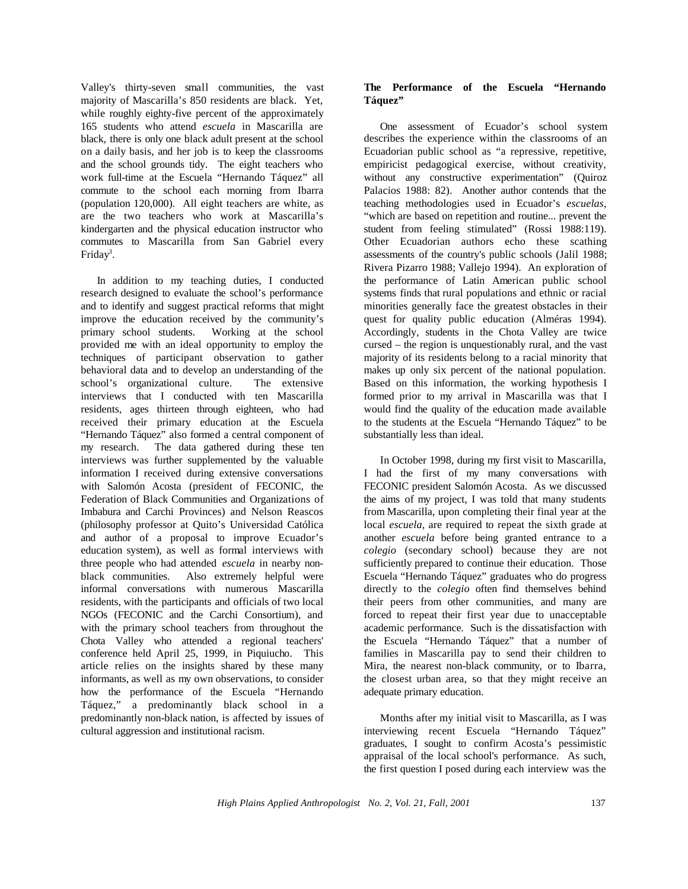Valley's thirty-seven small communities, the vast majority of Mascarilla's 850 residents are black. Yet, while roughly eighty-five percent of the approximately 165 students who attend *escuela* in Mascarilla are black, there is only one black adult present at the school on a daily basis, and her job is to keep the classrooms and the school grounds tidy. The eight teachers who work full-time at the Escuela "Hernando Táquez" all commute to the school each morning from Ibarra (population 120,000). All eight teachers are white, as are the two teachers who work at Mascarilla's kindergarten and the physical education instructor who commutes to Mascarilla from San Gabriel every Friday[3].

In addition to my teaching duties, I conducted research designed to evaluate the school's performance and to identify and suggest practical reforms that might improve the education received by the community's primary school students. Working at the school provided me with an ideal opportunity to employ the techniques of participant observation to gather behavioral data and to develop an understanding of the school's organizational culture. The extensive interviews that I conducted with ten Mascarilla residents, ages thirteen through eighteen, who had received their primary education at the Escuela "Hernando Táquez" also formed a central component of my research. The data gathered during these ten interviews was further supplemented by the valuable information I received during extensive conversations with Salomón Acosta (president of FECONIC, the Federation of Black Communities and Organizations of Imbabura and Carchi Provinces) and Nelson Reascos (philosophy professor at Quito's Universidad Católica and author of a proposal to improve Ecuador's education system), as well as formal interviews with three people who had attended *escuela* in nearby non-black communities. Also extremely helpful were informal conversations with numerous Mascarilla residents, with the participants and officials of two local NGOs (FECONIC and the Carchi Consortium), and with the primary school teachers from throughout the Chota Valley who attended a regional teachers' conference held April 25, 1999, in Piquiucho. This article relies on the insights shared by these many informants, as well as my own observations, to consider how the performance of the Escuela "Hernando Táquez," a predominantly black school in a predominantly non-black nation, is affected by issues of cultural aggression and institutional racism.

## The Performance of the Escuela "Hernando Táquez"

One assessment of Ecuador's school system describes the experience within the classrooms of an Ecuadorian public school as "a repressive, repetitive, empiricist pedagogical exercise, without creativity, without any constructive experimentation" (Quiroz Palacios 1988: 82). Another author contends that the teaching methodologies used in Ecuador's *escuelas*, "which are based on repetition and routine... prevent the student from feeling stimulated" (Rossi 1988:119). Other Ecuadorian authors echo these scathing assessments of the country's public schools (Jalil 1988; Rivera Pizarro 1988; Vallejo 1994). An exploration of the performance of Latin American public school systems finds that rural populations and ethnic or racial minorities generally face the greatest obstacles in their quest for quality public education (Alméras 1994). Accordingly, students in the Chota Valley are twice cursed – the region is unquestionably rural, and the vast majority of its residents belong to a racial minority that makes up only six percent of the national population. Based on this information, the working hypothesis I formed prior to my arrival in Mascarilla was that I would find the quality of the education made available to the students at the Escuela "Hernando Táquez" to be substantially less than ideal.

In October 1998, during my first visit to Mascarilla, I had the first of my many conversations with FECONIC president Salomón Acosta. As we discussed the aims of my project, I was told that many students from Mascarilla, upon completing their final year at the local *escuela*, are required to repeat the sixth grade at another *escuela* before being granted entrance to a *colegio* (secondary school) because they are not sufficiently prepared to continue their education. Those Escuela "Hernando Táquez" graduates who do progress directly to the *colegio* often find themselves behind their peers from other communities, and many are forced to repeat their first year due to unacceptable academic performance. Such is the dissatisfaction with the Escuela "Hernando Táquez" that a number of families in Mascarilla pay to send their children to Mira, the nearest non-black community, or to Ibarra, the closest urban area, so that they might receive an adequate primary education.

Months after my initial visit to Mascarilla, as I was interviewing recent Escuela "Hernando Táquez" graduates, I sought to confirm Acosta's pessimistic appraisal of the local school's performance. As such, the first question I posed during each interview was the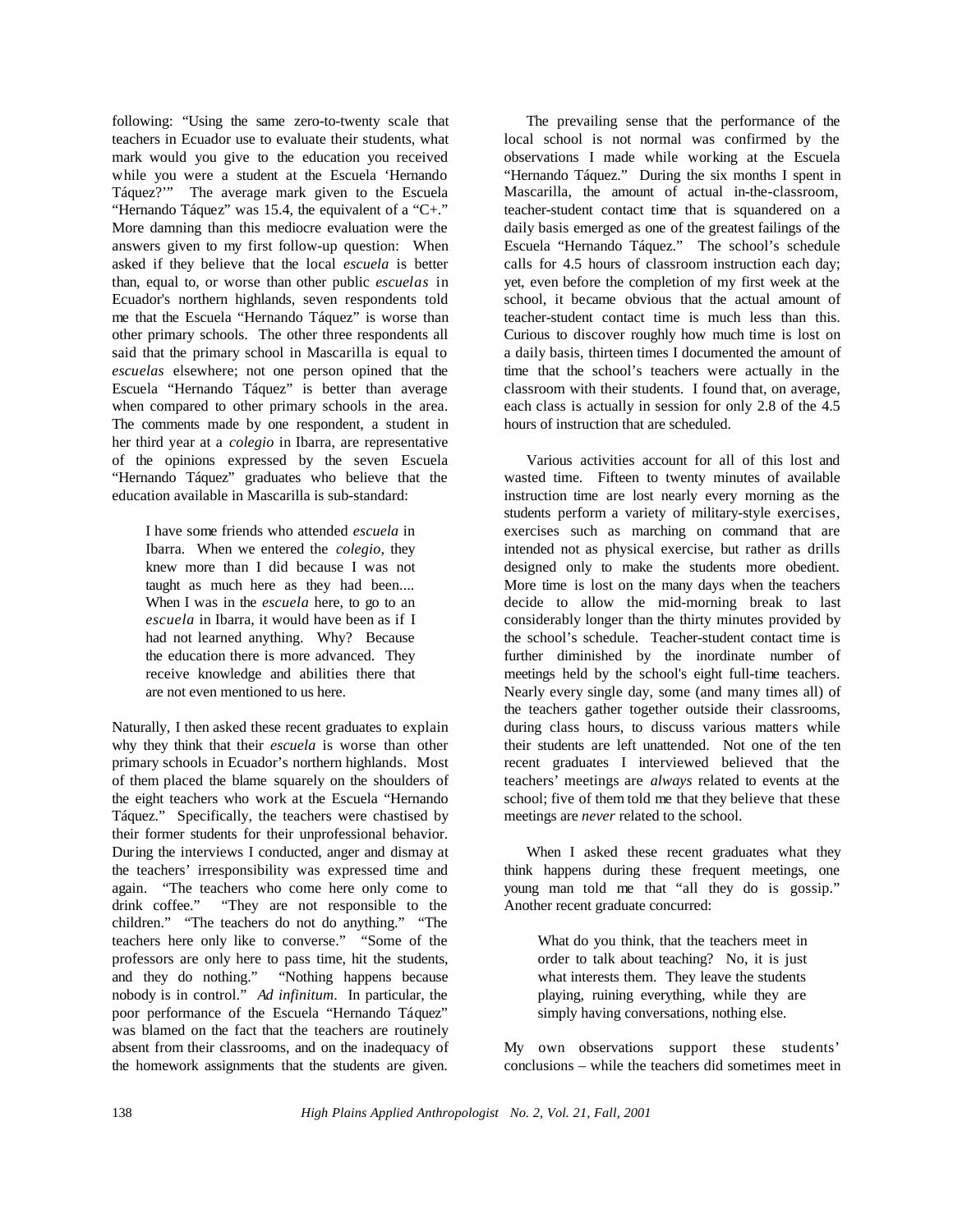following: "Using the same zero-to-twenty scale that teachers in Ecuador use to evaluate their students, what mark would you give to the education you received while you were a student at the Escuela 'Hernando Táquez?'" The average mark given to the Escuela "Hernando Táquez" was 15.4, the equivalent of a "C+." More damning than this mediocre evaluation were the answers given to my first follow-up question: When asked if they believe that the local *escuela* is better than, equal to, or worse than other public *escuelas* in Ecuador's northern highlands, seven respondents told me that the Escuela "Hernando Táquez" is worse than other primary schools. The other three respondents all said that the primary school in Mascarilla is equal to *escuelas* elsewhere; not one person opined that the Escuela "Hernando Táquez" is better than average when compared to other primary schools in the area. The comments made by one respondent, a student in her third year at a *colegio* in Ibarra, are representative of the opinions expressed by the seven Escuela "Hernando Táquez" graduates who believe that the education available in Mascarilla is sub-standard:

> I have some friends who attended *escuela* in Ibarra. When we entered the *colegio*, they knew more than I did because I was not taught as much here as they had been.... When I was in the *escuela* here, to go to an *escuela* in Ibarra, it would have been as if I had not learned anything. Why? Because the education there is more advanced. They receive knowledge and abilities there that are not even mentioned to us here.

Naturally, I then asked these recent graduates to explain why they think that their *escuela* is worse than other primary schools in Ecuador's northern highlands. Most of them placed the blame squarely on the shoulders of the eight teachers who work at the Escuela "Hernando Táquez." Specifically, the teachers were chastised by their former students for their unprofessional behavior. During the interviews I conducted, anger and dismay at the teachers' irresponsibility was expressed time and again. "The teachers who come here only come to drink coffee." "They are not responsible to the children." "The teachers do not do anything." "The teachers here only like to converse." "Some of the professors are only here to pass time, hit the students, and they do nothing." "Nothing happens because nobody is in control." *Ad infinitum*. In particular, the poor performance of the Escuela "Hernando Táquez" was blamed on the fact that the teachers are routinely absent from their classrooms, and on the inadequacy of the homework assignments that the students are given.

The prevailing sense that the performance of the local school is not normal was confirmed by the observations I made while working at the Escuela "Hernando Táquez." During the six months I spent in Mascarilla, the amount of actual in-the-classroom, teacher-student contact time that is squandered on a daily basis emerged as one of the greatest failings of the Escuela "Hernando Táquez." The school's schedule calls for 4.5 hours of classroom instruction each day; yet, even before the completion of my first week at the school, it became obvious that the actual amount of teacher-student contact time is much less than this. Curious to discover roughly how much time is lost on a daily basis, thirteen times I documented the amount of time that the school's teachers were actually in the classroom with their students. I found that, on average, each class is actually in session for only 2.8 of the 4.5 hours of instruction that are scheduled.

Various activities account for all of this lost and wasted time. Fifteen to twenty minutes of available instruction time are lost nearly every morning as the students perform a variety of military-style exercises, exercises such as marching on command that are intended not as physical exercise, but rather as drills designed only to make the students more obedient. More time is lost on the many days when the teachers decide to allow the mid-morning break to last considerably longer than the thirty minutes provided by the school's schedule. Teacher-student contact time is further diminished by the inordinate number of meetings held by the school's eight full-time teachers. Nearly every single day, some (and many times all) of the teachers gather together outside their classrooms, during class hours, to discuss various matters while their students are left unattended. Not one of the ten recent graduates I interviewed believed that the teachers' meetings are *always* related to events at the school; five of them told me that they believe that these meetings are *never* related to the school.

When I asked these recent graduates what they think happens during these frequent meetings, one young man told me that "all they do is gossip." Another recent graduate concurred:

> What do you think, that the teachers meet in order to talk about teaching? No, it is just what interests them. They leave the students playing, ruining everything, while they are simply having conversations, nothing else.

My own observations support these students' conclusions – while the teachers did sometimes meet in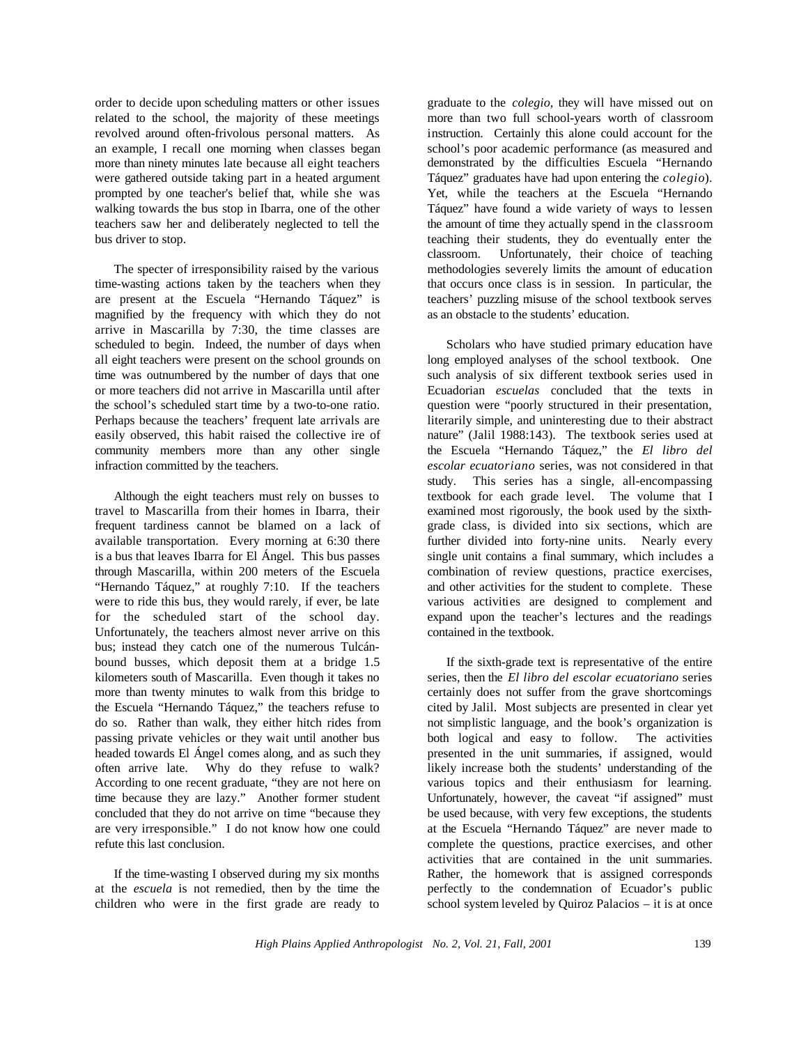order to decide upon scheduling matters or other issues related to the school, the majority of these meetings revolved around often-frivolous personal matters. As an example, I recall one morning when classes began more than ninety minutes late because all eight teachers were gathered outside taking part in a heated argument prompted by one teacher's belief that, while she was walking towards the bus stop in Ibarra, one of the other teachers saw her and deliberately neglected to tell the bus driver to stop.

The specter of irresponsibility raised by the various time-wasting actions taken by the teachers when they are present at the Escuela "Hernando Táquez" is magnified by the frequency with which they do not arrive in Mascarilla by 7:30, the time classes are scheduled to begin. Indeed, the number of days when all eight teachers were present on the school grounds on time was outnumbered by the number of days that one or more teachers did not arrive in Mascarilla until after the school's scheduled start time by a two-to-one ratio. Perhaps because the teachers' frequent late arrivals are easily observed, this habit raised the collective ire of community members more than any other single infraction committed by the teachers.

Although the eight teachers must rely on busses to travel to Mascarilla from their homes in Ibarra, their frequent tardiness cannot be blamed on a lack of available transportation. Every morning at 6:30 there is a bus that leaves Ibarra for El Ángel. This bus passes through Mascarilla, within 200 meters of the Escuela "Hernando Táquez," at roughly 7:10. If the teachers were to ride this bus, they would rarely, if ever, be late for the scheduled start of the school day. Unfortunately, the teachers almost never arrive on this bus; instead they catch one of the numerous Tulcán-bound busses, which deposit them at a bridge 1.5 kilometers south of Mascarilla. Even though it takes no more than twenty minutes to walk from this bridge to the Escuela "Hernando Táquez," the teachers refuse to do so. Rather than walk, they either hitch rides from passing private vehicles or they wait until another bus headed towards El Ángel comes along, and as such they often arrive late. Why do they refuse to walk? According to one recent graduate, "they are not here on time because they are lazy." Another former student concluded that they do not arrive on time "because they are very irresponsible." I do not know how one could refute this last conclusion.

If the time-wasting I observed during my six months at the *escuela* is not remedied, then by the time the children who were in the first grade are ready to graduate to the *colegio*, they will have missed out on more than two full school-years worth of classroom instruction. Certainly this alone could account for the school's poor academic performance (as measured and demonstrated by the difficulties Escuela "Hernando Táquez" graduates have had upon entering the *colegio*). Yet, while the teachers at the Escuela "Hernando Táquez" have found a wide variety of ways to lessen the amount of time they actually spend in the classroom teaching their students, they do eventually enter the classroom. Unfortunately, their choice of teaching methodologies severely limits the amount of education that occurs once class is in session. In particular, the teachers' puzzling misuse of the school textbook serves as an obstacle to the students' education.

Scholars who have studied primary education have long employed analyses of the school textbook. One such analysis of six different textbook series used in Ecuadorian *escuelas* concluded that the texts in question were "poorly structured in their presentation, literarily simple, and uninteresting due to their abstract nature" (Jalil 1988:143). The textbook series used at the Escuela "Hernando Táquez," the *El libro del escolar ecuatoriano* series, was not considered in that study. This series has a single, all-encompassing textbook for each grade level. The volume that I examined most rigorously, the book used by the sixth-grade class, is divided into six sections, which are further divided into forty-nine units. Nearly every single unit contains a final summary, which includes a combination of review questions, practice exercises, and other activities for the student to complete. These various activities are designed to complement and expand upon the teacher's lectures and the readings contained in the textbook.

If the sixth-grade text is representative of the entire series, then the *El libro del escolar ecuatoriano* series certainly does not suffer from the grave shortcomings cited by Jalil. Most subjects are presented in clear yet not simplistic language, and the book's organization is both logical and easy to follow. The activities presented in the unit summaries, if assigned, would likely increase both the students' understanding of the various topics and their enthusiasm for learning. Unfortunately, however, the caveat "if assigned" must be used because, with very few exceptions, the students at the Escuela "Hernando Táquez" are never made to complete the questions, practice exercises, and other activities that are contained in the unit summaries. Rather, the homework that is assigned corresponds perfectly to the condemnation of Ecuador's public school system leveled by Quiroz Palacios – it is at once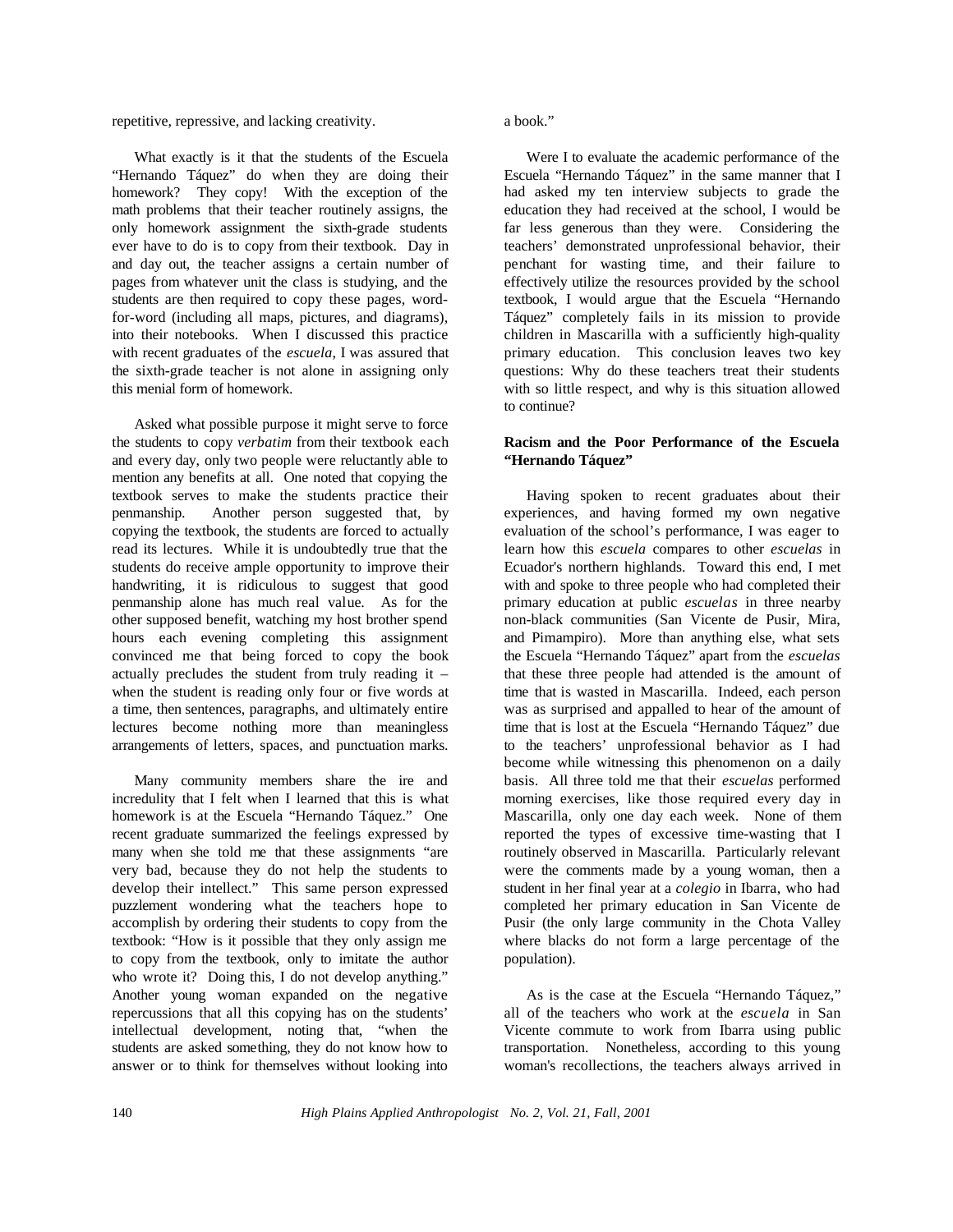repetitive, repressive, and lacking creativity.

What exactly is it that the students of the Escuela "Hernando Táquez" do when they are doing their homework? They copy! With the exception of the math problems that their teacher routinely assigns, the only homework assignment the sixth-grade students ever have to do is to copy from their textbook. Day in and day out, the teacher assigns a certain number of pages from whatever unit the class is studying, and the students are then required to copy these pages, word-for-word (including all maps, pictures, and diagrams), into their notebooks. When I discussed this practice with recent graduates of the *escuela*, I was assured that the sixth-grade teacher is not alone in assigning only this menial form of homework.

Asked what possible purpose it might serve to force the students to copy *verbatim* from their textbook each and every day, only two people were reluctantly able to mention any benefits at all. One noted that copying the textbook serves to make the students practice their penmanship. Another person suggested that, by copying the textbook, the students are forced to actually read its lectures. While it is undoubtedly true that the students do receive ample opportunity to improve their handwriting, it is ridiculous to suggest that good penmanship alone has much real value. As for the other supposed benefit, watching my host brother spend hours each evening completing this assignment convinced me that being forced to copy the book actually precludes the student from truly reading it – when the student is reading only four or five words at a time, then sentences, paragraphs, and ultimately entire lectures become nothing more than meaningless arrangements of letters, spaces, and punctuation marks.

Many community members share the ire and incredulity that I felt when I learned that this is what homework is at the Escuela "Hernando Táquez." One recent graduate summarized the feelings expressed by many when she told me that these assignments "are very bad, because they do not help the students to develop their intellect." This same person expressed puzzlement wondering what the teachers hope to accomplish by ordering their students to copy from the textbook: "How is it possible that they only assign me to copy from the textbook, only to imitate the author who wrote it? Doing this, I do not develop anything." Another young woman expanded on the negative repercussions that all this copying has on the students' intellectual development, noting that, "when the students are asked something, they do not know how to answer or to think for themselves without looking into a book."

Were I to evaluate the academic performance of the Escuela "Hernando Táquez" in the same manner that I had asked my ten interview subjects to grade the education they had received at the school, I would be far less generous than they were. Considering the teachers' demonstrated unprofessional behavior, their penchant for wasting time, and their failure to effectively utilize the resources provided by the school textbook, I would argue that the Escuela "Hernando Táquez" completely fails in its mission to provide children in Mascarilla with a sufficiently high-quality primary education. This conclusion leaves two key questions: Why do these teachers treat their students with so little respect, and why is this situation allowed to continue?

**Racism and the Poor Performance of the Escuela "Hernando Táquez"**

Having spoken to recent graduates about their experiences, and having formed my own negative evaluation of the school's performance, I was eager to learn how this *escuela* compares to other *escuelas* in Ecuador's northern highlands. Toward this end, I met with and spoke to three people who had completed their primary education at public *escuelas* in three nearby non-black communities (San Vicente de Pusir, Mira, and Pimampiro). More than anything else, what sets the Escuela "Hernando Táquez" apart from the *escuelas* that these three people had attended is the amount of time that is wasted in Mascarilla. Indeed, each person was as surprised and appalled to hear of the amount of time that is lost at the Escuela "Hernando Táquez" due to the teachers' unprofessional behavior as I had become while witnessing this phenomenon on a daily basis. All three told me that their *escuelas* performed morning exercises, like those required every day in Mascarilla, only one day each week. None of them reported the types of excessive time-wasting that I routinely observed in Mascarilla. Particularly relevant were the comments made by a young woman, then a student in her final year at a *colegio* in Ibarra, who had completed her primary education in San Vicente de Pusir (the only large community in the Chota Valley where blacks do not form a large percentage of the population).

As is the case at the Escuela "Hernando Táquez," all of the teachers who work at the *escuela* in San Vicente commute to work from Ibarra using public transportation. Nonetheless, according to this young woman's recollections, the teachers always arrived in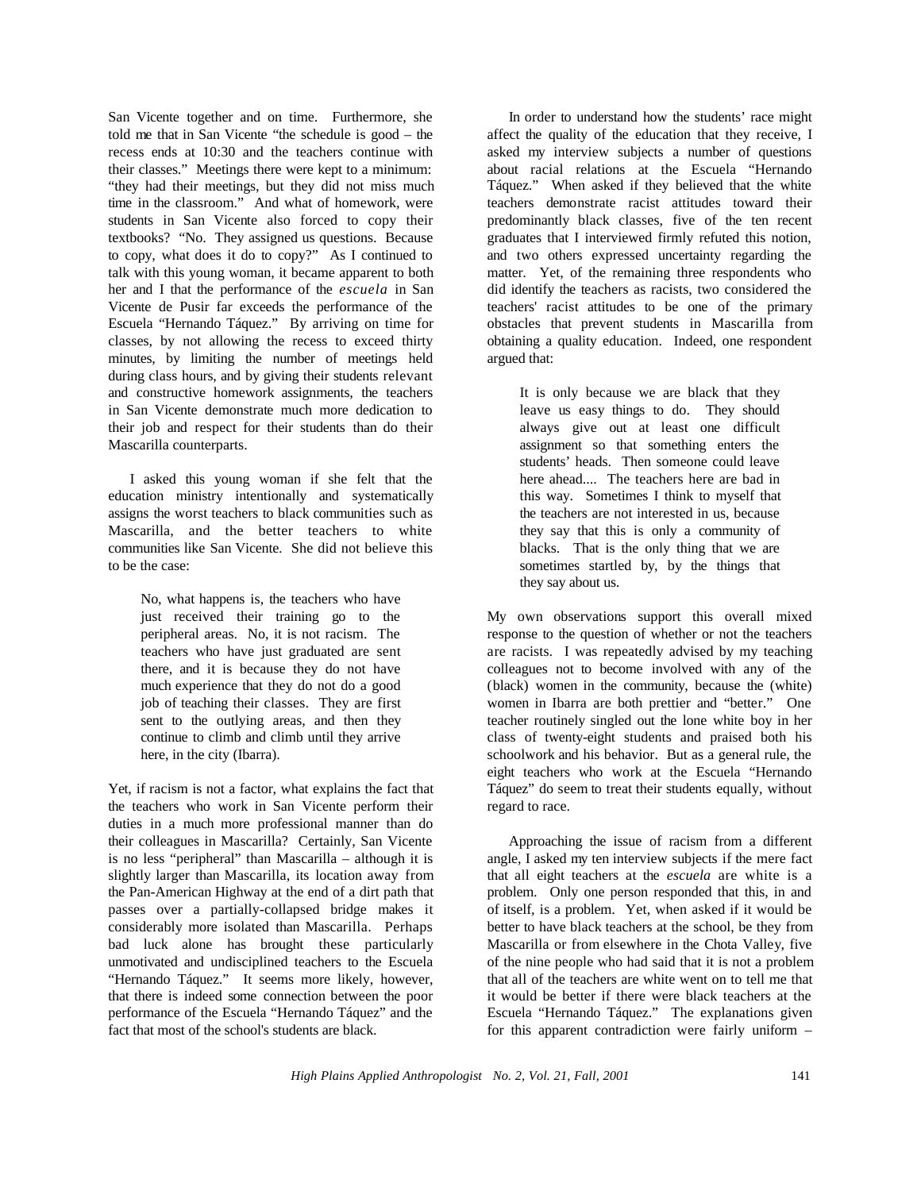San Vicente together and on time. Furthermore, she told me that in San Vicente "the schedule is good – the recess ends at 10:30 and the teachers continue with their classes." Meetings there were kept to a minimum: "they had their meetings, but they did not miss much time in the classroom." And what of homework, were students in San Vicente also forced to copy their textbooks? "No. They assigned us questions. Because to copy, what does it do to copy?" As I continued to talk with this young woman, it became apparent to both her and I that the performance of the *escuela* in San Vicente de Pusir far exceeds the performance of the Escuela "Hernando Táquez." By arriving on time for classes, by not allowing the recess to exceed thirty minutes, by limiting the number of meetings held during class hours, and by giving their students relevant and constructive homework assignments, the teachers in San Vicente demonstrate much more dedication to their job and respect for their students than do their Mascarilla counterparts.

I asked this young woman if she felt that the education ministry intentionally and systematically assigns the worst teachers to black communities such as Mascarilla, and the better teachers to white communities like San Vicente. She did not believe this to be the case:

> No, what happens is, the teachers who have just received their training go to the peripheral areas. No, it is not racism. The teachers who have just graduated are sent there, and it is because they do not have much experience that they do not do a good job of teaching their classes. They are first sent to the outlying areas, and then they continue to climb and climb until they arrive here, in the city (Ibarra).

Yet, if racism is not a factor, what explains the fact that the teachers who work in San Vicente perform their duties in a much more professional manner than do their colleagues in Mascarilla? Certainly, San Vicente is no less "peripheral" than Mascarilla – although it is slightly larger than Mascarilla, its location away from the Pan-American Highway at the end of a dirt path that passes over a partially-collapsed bridge makes it considerably more isolated than Mascarilla. Perhaps bad luck alone has brought these particularly unmotivated and undisciplined teachers to the Escuela "Hernando Táquez." It seems more likely, however, that there is indeed some connection between the poor performance of the Escuela "Hernando Táquez" and the fact that most of the school's students are black.

In order to understand how the students' race might affect the quality of the education that they receive, I asked my interview subjects a number of questions about racial relations at the Escuela "Hernando Táquez." When asked if they believed that the white teachers demonstrate racist attitudes toward their predominantly black classes, five of the ten recent graduates that I interviewed firmly refuted this notion, and two others expressed uncertainty regarding the matter. Yet, of the remaining three respondents who did identify the teachers as racists, two considered the teachers' racist attitudes to be one of the primary obstacles that prevent students in Mascarilla from obtaining a quality education. Indeed, one respondent argued that:

> It is only because we are black that they leave us easy things to do. They should always give out at least one difficult assignment so that something enters the students' heads. Then someone could leave here ahead.... The teachers here are bad in this way. Sometimes I think to myself that the teachers are not interested in us, because they say that this is only a community of blacks. That is the only thing that we are sometimes startled by, by the things that they say about us.

My own observations support this overall mixed response to the question of whether or not the teachers are racists. I was repeatedly advised by my teaching colleagues not to become involved with any of the (black) women in the community, because the (white) women in Ibarra are both prettier and "better." One teacher routinely singled out the lone white boy in her class of twenty-eight students and praised both his schoolwork and his behavior. But as a general rule, the eight teachers who work at the Escuela "Hernando Táquez" do seem to treat their students equally, without regard to race.

Approaching the issue of racism from a different angle, I asked my ten interview subjects if the mere fact that all eight teachers at the *escuela* are white is a problem. Only one person responded that this, in and of itself, is a problem. Yet, when asked if it would be better to have black teachers at the school, be they from Mascarilla or from elsewhere in the Chota Valley, five of the nine people who had said that it is not a problem that all of the teachers are white went on to tell me that it would be better if there were black teachers at the Escuela "Hernando Táquez." The explanations given for this apparent contradiction were fairly uniform –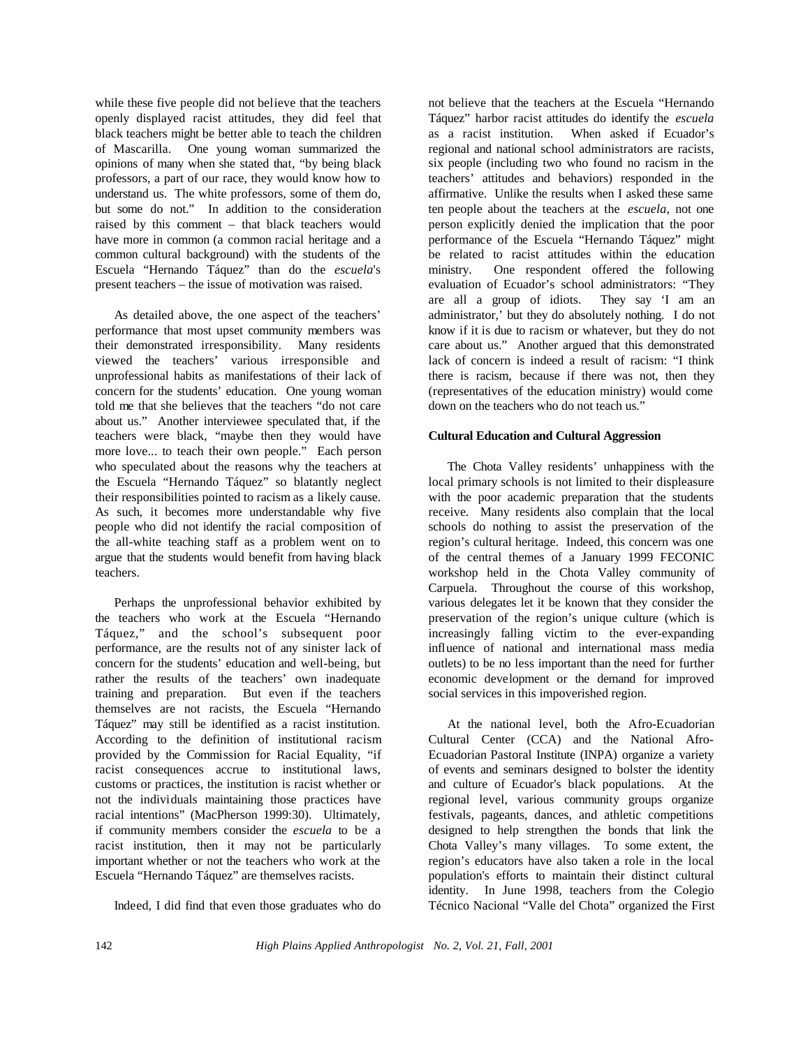while these five people did not believe that the teachers openly displayed racist attitudes, they did feel that black teachers might be better able to teach the children of Mascarilla. One young woman summarized the opinions of many when she stated that, "by being black professors, a part of our race, they would know how to understand us. The white professors, some of them do, but some do not." In addition to the consideration raised by this comment – that black teachers would have more in common (a common racial heritage and a common cultural background) with the students of the Escuela "Hernando Táquez" than do the *escuela*'s present teachers – the issue of motivation was raised.

As detailed above, the one aspect of the teachers' performance that most upset community members was their demonstrated irresponsibility. Many residents viewed the teachers' various irresponsible and unprofessional habits as manifestations of their lack of concern for the students' education. One young woman told me that she believes that the teachers "do not care about us." Another interviewee speculated that, if the teachers were black, "maybe then they would have more love... to teach their own people." Each person who speculated about the reasons why the teachers at the Escuela "Hernando Táquez" so blatantly neglect their responsibilities pointed to racism as a likely cause. As such, it becomes more understandable why five people who did not identify the racial composition of the all-white teaching staff as a problem went on to argue that the students would benefit from having black teachers.

Perhaps the unprofessional behavior exhibited by the teachers who work at the Escuela "Hernando Táquez," and the school's subsequent poor performance, are the results not of any sinister lack of concern for the students' education and well-being, but rather the results of the teachers' own inadequate training and preparation. But even if the teachers themselves are not racists, the Escuela "Hernando Táquez" may still be identified as a racist institution. According to the definition of institutional racism provided by the Commission for Racial Equality, "if racist consequences accrue to institutional laws, customs or practices, the institution is racist whether or not the individuals maintaining those practices have racial intentions" (MacPherson 1999:30). Ultimately, if community members consider the *escuela* to be a racist institution, then it may not be particularly important whether or not the teachers who work at the Escuela "Hernando Táquez" are themselves racists.

Indeed, I did find that even those graduates who do not believe that the teachers at the Escuela "Hernando Táquez" harbor racist attitudes do identify the *escuela* as a racist institution. When asked if Ecuador's regional and national school administrators are racists, six people (including two who found no racism in the teachers' attitudes and behaviors) responded in the affirmative. Unlike the results when I asked these same ten people about the teachers at the *escuela*, not one person explicitly denied the implication that the poor performance of the Escuela "Hernando Táquez" might be related to racist attitudes within the education ministry. One respondent offered the following evaluation of Ecuador's school administrators: "They are all a group of idiots. They say 'I am an administrator,' but they do absolutely nothing. I do not know if it is due to racism or whatever, but they do not care about us." Another argued that this demonstrated lack of concern is indeed a result of racism: "I think there is racism, because if there was not, then they (representatives of the education ministry) would come down on the teachers who do not teach us."

**Cultural Education and Cultural Aggression**

The Chota Valley residents' unhappiness with the local primary schools is not limited to their displeasure with the poor academic preparation that the students receive. Many residents also complain that the local schools do nothing to assist the preservation of the region's cultural heritage. Indeed, this concern was one of the central themes of a January 1999 FECONIC workshop held in the Chota Valley community of Carpuela. Throughout the course of this workshop, various delegates let it be known that they consider the preservation of the region's unique culture (which is increasingly falling victim to the ever-expanding influence of national and international mass media outlets) to be no less important than the need for further economic development or the demand for improved social services in this impoverished region.

At the national level, both the Afro-Ecuadorian Cultural Center (CCA) and the National Afro-Ecuadorian Pastoral Institute (INPA) organize a variety of events and seminars designed to bolster the identity and culture of Ecuador's black populations. At the regional level, various community groups organize festivals, pageants, dances, and athletic competitions designed to help strengthen the bonds that link the Chota Valley's many villages. To some extent, the region's educators have also taken a role in the local population's efforts to maintain their distinct cultural identity. In June 1998, teachers from the Colegio Técnico Nacional "Valle del Chota" organized the First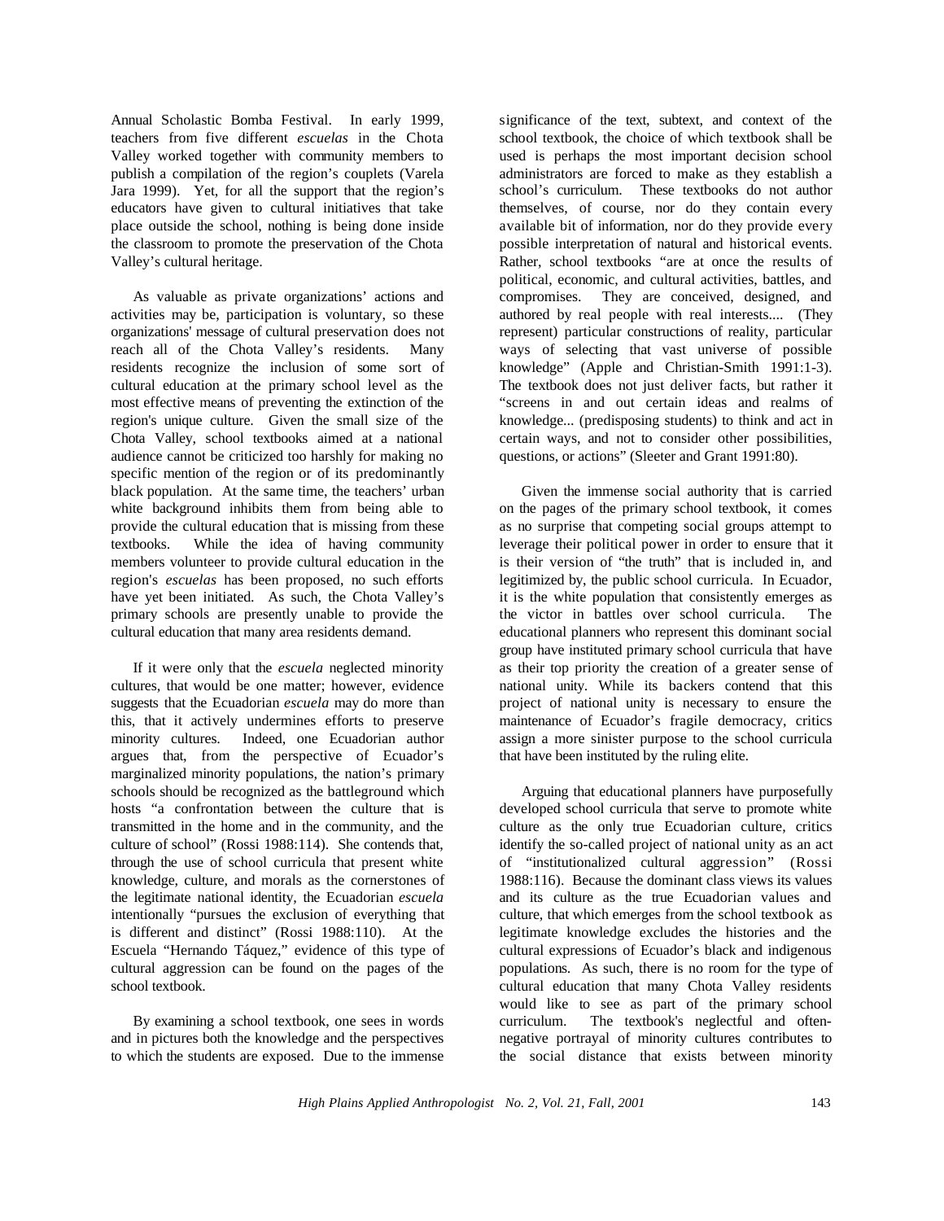Annual Scholastic Bomba Festival. In early 1999, teachers from five different *escuelas* in the Chota Valley worked together with community members to publish a compilation of the region's couplets (Varela Jara 1999). Yet, for all the support that the region's educators have given to cultural initiatives that take place outside the school, nothing is being done inside the classroom to promote the preservation of the Chota Valley's cultural heritage.

As valuable as private organizations' actions and activities may be, participation is voluntary, so these organizations' message of cultural preservation does not reach all of the Chota Valley's residents. Many residents recognize the inclusion of some sort of cultural education at the primary school level as the most effective means of preventing the extinction of the region's unique culture. Given the small size of the Chota Valley, school textbooks aimed at a national audience cannot be criticized too harshly for making no specific mention of the region or of its predominantly black population. At the same time, the teachers' urban white background inhibits them from being able to provide the cultural education that is missing from these textbooks. While the idea of having community members volunteer to provide cultural education in the region's *escuelas* has been proposed, no such efforts have yet been initiated. As such, the Chota Valley's primary schools are presently unable to provide the cultural education that many area residents demand.

If it were only that the *escuela* neglected minority cultures, that would be one matter; however, evidence suggests that the Ecuadorian *escuela* may do more than this, that it actively undermines efforts to preserve minority cultures. Indeed, one Ecuadorian author argues that, from the perspective of Ecuador's marginalized minority populations, the nation's primary schools should be recognized as the battleground which hosts "a confrontation between the culture that is transmitted in the home and in the community, and the culture of school" (Rossi 1988:114). She contends that, through the use of school curricula that present white knowledge, culture, and morals as the cornerstones of the legitimate national identity, the Ecuadorian *escuela* intentionally "pursues the exclusion of everything that is different and distinct" (Rossi 1988:110). At the Escuela "Hernando Táquez," evidence of this type of cultural aggression can be found on the pages of the school textbook.

By examining a school textbook, one sees in words and in pictures both the knowledge and the perspectives to which the students are exposed. Due to the immense significance of the text, subtext, and context of the school textbook, the choice of which textbook shall be used is perhaps the most important decision school administrators are forced to make as they establish a school's curriculum. These textbooks do not author themselves, of course, nor do they contain every available bit of information, nor do they provide every possible interpretation of natural and historical events. Rather, school textbooks "are at once the results of political, economic, and cultural activities, battles, and compromises. They are conceived, designed, and authored by real people with real interests.... (They represent) particular constructions of reality, particular ways of selecting that vast universe of possible knowledge" (Apple and Christian-Smith 1991:1-3). The textbook does not just deliver facts, but rather it "screens in and out certain ideas and realms of knowledge... (predisposing students) to think and act in certain ways, and not to consider other possibilities, questions, or actions" (Sleeter and Grant 1991:80).

Given the immense social authority that is carried on the pages of the primary school textbook, it comes as no surprise that competing social groups attempt to leverage their political power in order to ensure that it is their version of "the truth" that is included in, and legitimized by, the public school curricula. In Ecuador, it is the white population that consistently emerges as the victor in battles over school curricula. The educational planners who represent this dominant social group have instituted primary school curricula that have as their top priority the creation of a greater sense of national unity. While its backers contend that this project of national unity is necessary to ensure the maintenance of Ecuador's fragile democracy, critics assign a more sinister purpose to the school curricula that have been instituted by the ruling elite.

Arguing that educational planners have purposefully developed school curricula that serve to promote white culture as the only true Ecuadorian culture, critics identify the so-called project of national unity as an act of "institutionalized cultural aggression" (Rossi 1988:116). Because the dominant class views its values and its culture as the true Ecuadorian values and culture, that which emerges from the school textbook as legitimate knowledge excludes the histories and the cultural expressions of Ecuador's black and indigenous populations. As such, there is no room for the type of cultural education that many Chota Valley residents would like to see as part of the primary school curriculum. The textbook's neglectful and often-negative portrayal of minority cultures contributes to the social distance that exists between minority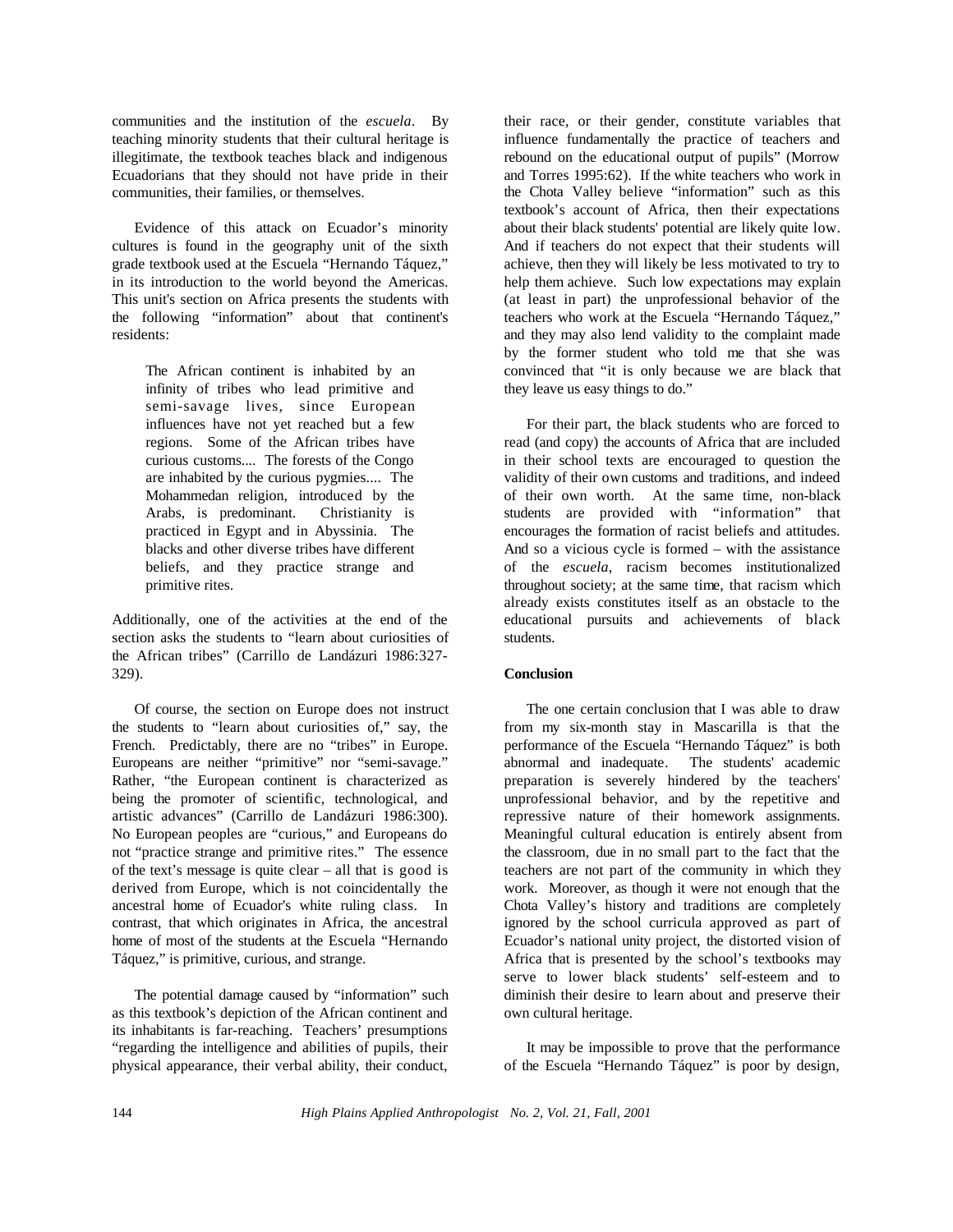communities and the institution of the *escuela*. By teaching minority students that their cultural heritage is illegitimate, the textbook teaches black and indigenous Ecuadorians that they should not have pride in their communities, their families, or themselves.

Evidence of this attack on Ecuador's minority cultures is found in the geography unit of the sixth grade textbook used at the Escuela "Hernando Táquez," in its introduction to the world beyond the Americas. This unit's section on Africa presents the students with the following "information" about that continent's residents:

> The African continent is inhabited by an infinity of tribes who lead primitive and semi-savage lives, since European influences have not yet reached but a few regions. Some of the African tribes have curious customs.... The forests of the Congo are inhabited by the curious pygmies.... The Mohammedan religion, introduced by the Arabs, is predominant. Christianity is practiced in Egypt and in Abyssinia. The blacks and other diverse tribes have different beliefs, and they practice strange and primitive rites.

Additionally, one of the activities at the end of the section asks the students to "learn about curiosities of the African tribes" (Carrillo de Landázuri 1986:327-329).

Of course, the section on Europe does not instruct the students to "learn about curiosities of," say, the French. Predictably, there are no "tribes" in Europe. Europeans are neither "primitive" nor "semi-savage." Rather, "the European continent is characterized as being the promoter of scientific, technological, and artistic advances" (Carrillo de Landázuri 1986:300). No European peoples are "curious," and Europeans do not "practice strange and primitive rites." The essence of the text's message is quite clear – all that is good is derived from Europe, which is not coincidentally the ancestral home of Ecuador's white ruling class. In contrast, that which originates in Africa, the ancestral home of most of the students at the Escuela "Hernando Táquez," is primitive, curious, and strange.

The potential damage caused by "information" such as this textbook's depiction of the African continent and its inhabitants is far-reaching. Teachers' presumptions "regarding the intelligence and abilities of pupils, their physical appearance, their verbal ability, their conduct, their race, or their gender, constitute variables that influence fundamentally the practice of teachers and rebound on the educational output of pupils" (Morrow and Torres 1995:62). If the white teachers who work in the Chota Valley believe "information" such as this textbook's account of Africa, then their expectations about their black students' potential are likely quite low. And if teachers do not expect that their students will achieve, then they will likely be less motivated to try to help them achieve. Such low expectations may explain (at least in part) the unprofessional behavior of the teachers who work at the Escuela "Hernando Táquez," and they may also lend validity to the complaint made by the former student who told me that she was convinced that "it is only because we are black that they leave us easy things to do."

For their part, the black students who are forced to read (and copy) the accounts of Africa that are included in their school texts are encouraged to question the validity of their own customs and traditions, and indeed of their own worth. At the same time, non-black students are provided with "information" that encourages the formation of racist beliefs and attitudes. And so a vicious cycle is formed – with the assistance of the *escuela*, racism becomes institutionalized throughout society; at the same time, that racism which already exists constitutes itself as an obstacle to the educational pursuits and achievements of black students.

## Conclusion

The one certain conclusion that I was able to draw from my six-month stay in Mascarilla is that the performance of the Escuela "Hernando Táquez" is both abnormal and inadequate. The students' academic preparation is severely hindered by the teachers' unprofessional behavior, and by the repetitive and repressive nature of their homework assignments. Meaningful cultural education is entirely absent from the classroom, due in no small part to the fact that the teachers are not part of the community in which they work. Moreover, as though it were not enough that the Chota Valley's history and traditions are completely ignored by the school curricula approved as part of Ecuador's national unity project, the distorted vision of Africa that is presented by the school's textbooks may serve to lower black students' self-esteem and to diminish their desire to learn about and preserve their own cultural heritage.

It may be impossible to prove that the performance of the Escuela "Hernando Táquez" is poor by design,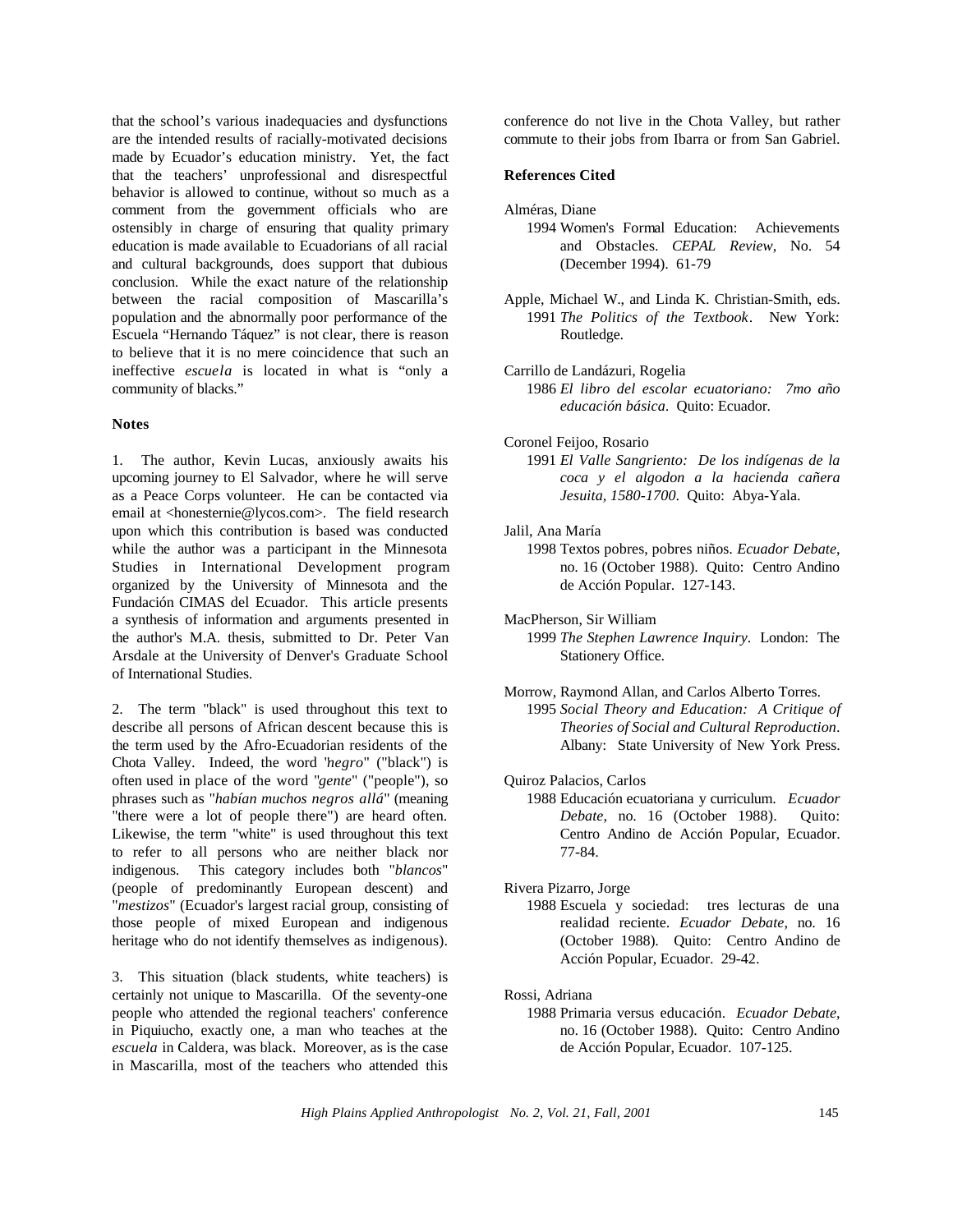that the school's various inadequacies and dysfunctions are the intended results of racially-motivated decisions made by Ecuador's education ministry. Yet, the fact that the teachers' unprofessional and disrespectful behavior is allowed to continue, without so much as a comment from the government officials who are ostensibly in charge of ensuring that quality primary education is made available to Ecuadorians of all racial and cultural backgrounds, does support that dubious conclusion. While the exact nature of the relationship between the racial composition of Mascarilla's population and the abnormally poor performance of the Escuela "Hernando Táquez" is not clear, there is reason to believe that it is no mere coincidence that such an ineffective *escuela* is located in what is "only a community of blacks."

**Notes**

1. The author, Kevin Lucas, anxiously awaits his upcoming journey to El Salvador, where he will serve as a Peace Corps volunteer. He can be contacted via email at <honesternie@lycos.com>. The field research upon which this contribution is based was conducted while the author was a participant in the Minnesota Studies in International Development program organized by the University of Minnesota and the Fundación CIMAS del Ecuador. This article presents a synthesis of information and arguments presented in the author's M.A. thesis, submitted to Dr. Peter Van Arsdale at the University of Denver's Graduate School of International Studies.

2. The term "black" is used throughout this text to describe all persons of African descent because this is the term used by the Afro-Ecuadorian residents of the Chota Valley. Indeed, the word "*negro*" ("black") is often used in place of the word "*gente*" ("people"), so phrases such as "*habían muchos negros allá*" (meaning "there were a lot of people there") are heard often. Likewise, the term "white" is used throughout this text to refer to all persons who are neither black nor indigenous. This category includes both "*blancos*" (people of predominantly European descent) and "*mestizos*" (Ecuador's largest racial group, consisting of those people of mixed European and indigenous heritage who do not identify themselves as indigenous).

3. This situation (black students, white teachers) is certainly not unique to Mascarilla. Of the seventy-one people who attended the regional teachers' conference in Piquiucho, exactly one, a man who teaches at the *escuela* in Caldera, was black. Moreover, as is the case in Mascarilla, most of the teachers who attended this conference do not live in the Chota Valley, but rather commute to their jobs from Ibarra or from San Gabriel.

**References Cited**

Alméras, Diane
1994 Women's Formal Education: Achievements and Obstacles. *CEPAL Review*, No. 54 (December 1994). 61-79

Apple, Michael W., and Linda K. Christian-Smith, eds.
1991 *The Politics of the Textbook*. New York: Routledge.

Carrillo de Landázuri, Rogelia
1986 *El libro del escolar ecuatoriano: 7mo año educación básica*. Quito: Ecuador.

Coronel Feijoo, Rosario
1991 *El Valle Sangriento: De los indígenas de la coca y el algodon a la hacienda cañera Jesuita, 1580-1700*. Quito: Abya-Yala.

Jalil, Ana María
1998 Textos pobres, pobres niños. *Ecuador Debate*, no. 16 (October 1988). Quito: Centro Andino de Acción Popular. 127-143.

MacPherson, Sir William
1999 *The Stephen Lawrence Inquiry*. London: The Stationery Office.

Morrow, Raymond Allan, and Carlos Alberto Torres.
1995 *Social Theory and Education: A Critique of Theories of Social and Cultural Reproduction*. Albany: State University of New York Press.

Quiroz Palacios, Carlos
1988 Educación ecuatoriana y curriculum. *Ecuador Debate*, no. 16 (October 1988). Quito: Centro Andino de Acción Popular, Ecuador. 77-84.

Rivera Pizarro, Jorge
1988 Escuela y sociedad: tres lecturas de una realidad reciente. *Ecuador Debate*, no. 16 (October 1988). Quito: Centro Andino de Acción Popular, Ecuador. 29-42.

Rossi, Adriana
1988 Primaria versus educación. *Ecuador Debate*, no. 16 (October 1988). Quito: Centro Andino de Acción Popular, Ecuador. 107-125.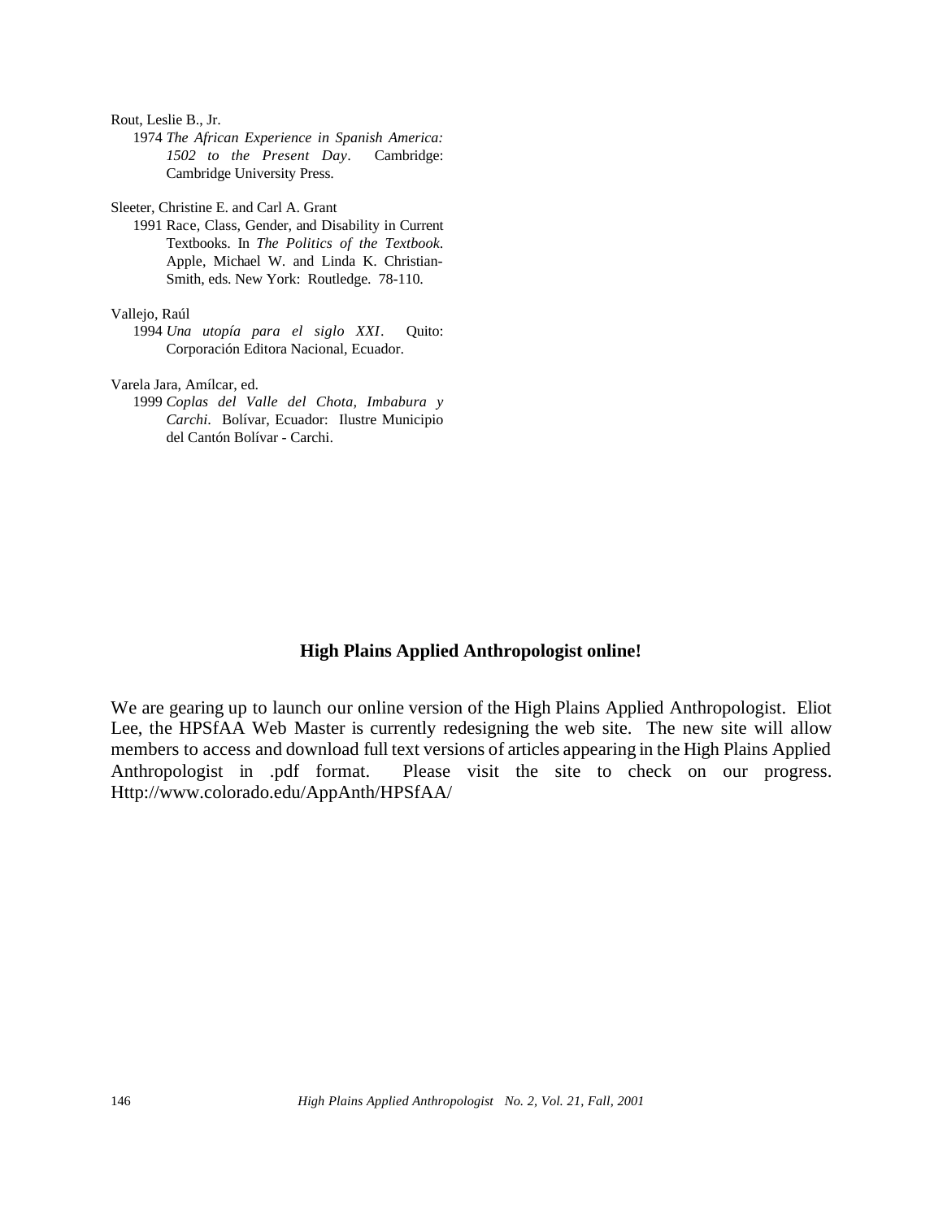Rout, Leslie B., Jr.

1974 *The African Experience in Spanish America: 1502 to the Present Day*. Cambridge: Cambridge University Press.

Sleeter, Christine E. and Carl A. Grant

1991 Race, Class, Gender, and Disability in Current Textbooks. In *The Politics of the Textbook*. Apple, Michael W. and Linda K. Christian-Smith, eds. New York: Routledge. 78-110.

Vallejo, Raúl

1994 *Una utopía para el siglo XXI*. Quito: Corporación Editora Nacional, Ecuador.

Varela Jara, Amílcar, ed.

1999 *Coplas del Valle del Chota, Imbabura y Carchi*. Bolívar, Ecuador: Ilustre Municipio del Cantón Bolívar - Carchi.

**High Plains Applied Anthropologist online!**

We are gearing up to launch our online version of the High Plains Applied Anthropologist. Eliot Lee, the HPSfAA Web Master is currently redesigning the web site. The new site will allow members to access and download full text versions of articles appearing in the High Plains Applied Anthropologist in .pdf format. Please visit the site to check on our progress. Http://www.colorado.edu/AppAnth/HPSfAA/